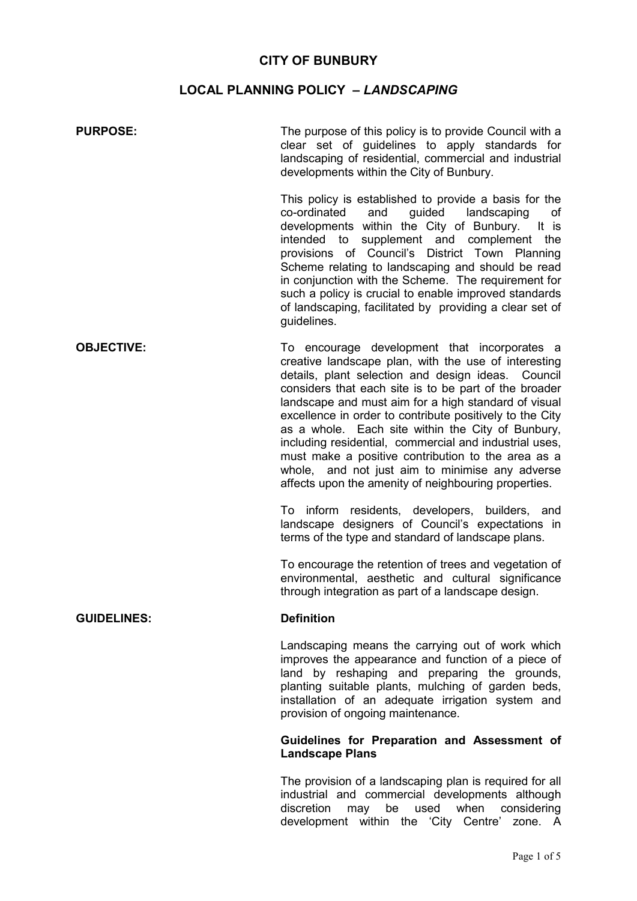# CITY OF BUNBURY

## LOCAL PLANNING POLICY – *LANDSCAPING*

**PURPOSE:**

The purpose of this policy is to provide Council with a clear set of guidelines to apply standards for landscaping of residential, commercial and industrial developments within the City of Bunbury.

This policy is established to provide a basis for the co-ordinated and guided landscaping of developments within the City of Bunbury. It is intended to supplement and complement the provisions of Council's District Town Planning Scheme relating to landscaping and should be read in conjunction with the Scheme. The requirement for such a policy is crucial to enable improved standards of landscaping, facilitated by providing a clear set of guidelines.

**OBJECTIVE:**

To encourage development that incorporates a creative landscape plan, with the use of interesting details, plant selection and design ideas. Council considers that each site is to be part of the broader landscape and must aim for a high standard of visual excellence in order to contribute positively to the City as a whole. Each site within the City of Bunbury, including residential, commercial and industrial uses, must make a positive contribution to the area as a whole, and not just aim to minimise any adverse affects upon the amenity of neighbouring properties.

To inform residents, developers, builders, and landscape designers of Council's expectations in terms of the type and standard of landscape plans.

To encourage the retention of trees and vegetation of environmental, aesthetic and cultural significance through integration as part of a landscape design.

**GUIDELINES:**

**Definition**

Landscaping means the carrying out of work which improves the appearance and function of a piece of land by reshaping and preparing the grounds, planting suitable plants, mulching of garden beds, installation of an adequate irrigation system and provision of ongoing maintenance.

**Guidelines for Preparation and Assessment of Landscape Plans**

The provision of a landscaping plan is required for all industrial and commercial developments although discretion may be used when considering development within the 'City Centre' zone. A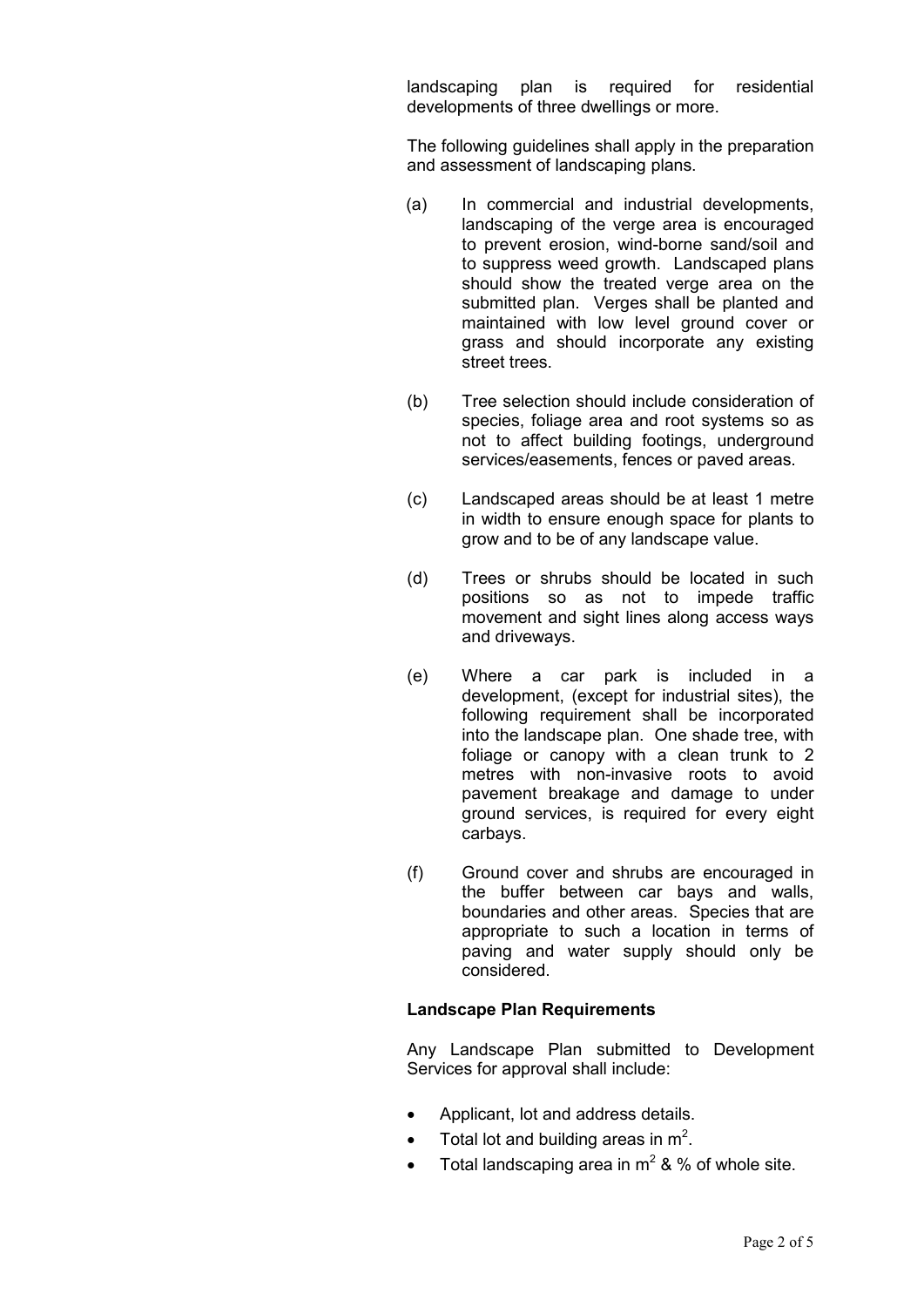landscaping plan is required for residential developments of three dwellings or more.

The following guidelines shall apply in the preparation and assessment of landscaping plans.

(a) In commercial and industrial developments, landscaping of the verge area is encouraged to prevent erosion, wind-borne sand/soil and to suppress weed growth. Landscaped plans should show the treated verge area on the submitted plan. Verges shall be planted and maintained with low level ground cover or grass and should incorporate any existing street trees.

(b) Tree selection should include consideration of species, foliage area and root systems so as not to affect building footings, underground services/easements, fences or paved areas.

(c) Landscaped areas should be at least 1 metre in width to ensure enough space for plants to grow and to be of any landscape value.

(d) Trees or shrubs should be located in such positions so as not to impede traffic movement and sight lines along access ways and driveways.

(e) Where a car park is included in a development, (except for industrial sites), the following requirement shall be incorporated into the landscape plan. One shade tree, with foliage or canopy with a clean trunk to 2 metres with non-invasive roots to avoid pavement breakage and damage to under ground services, is required for every eight carbays.

(f) Ground cover and shrubs are encouraged in the buffer between car bays and walls, boundaries and other areas. Species that are appropriate to such a location in terms of paving and water supply should only be considered.

**Landscape Plan Requirements**

Any Landscape Plan submitted to Development Services for approval shall include:

- Applicant, lot and address details.
- Total lot and building areas in $m^2$.
- Total landscaping area in $m^2$ & % of whole site.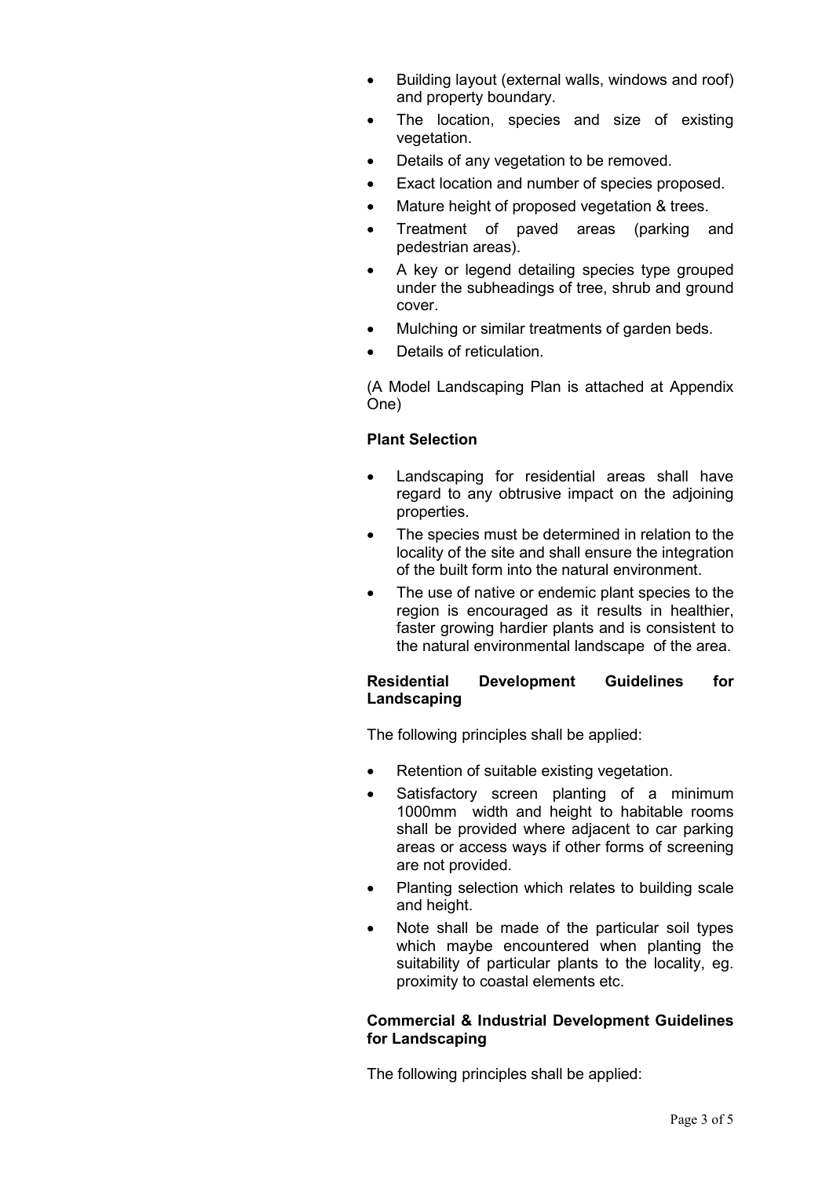- Building layout (external walls, windows and roof) and property boundary.
- The location, species and size of existing vegetation.
- Details of any vegetation to be removed.
- Exact location and number of species proposed.
- Mature height of proposed vegetation & trees.
- Treatment of paved areas (parking and pedestrian areas).
- A key or legend detailing species type grouped under the subheadings of tree, shrub and ground cover.
- Mulching or similar treatments of garden beds.
- Details of reticulation.

(A Model Landscaping Plan is attached at Appendix One)

**Plant Selection**

- Landscaping for residential areas shall have regard to any obtrusive impact on the adjoining properties.
- The species must be determined in relation to the locality of the site and shall ensure the integration of the built form into the natural environment.
- The use of native or endemic plant species to the region is encouraged as it results in healthier, faster growing hardier plants and is consistent to the natural environmental landscape of the area.

**Residential Development Guidelines for Landscaping**

The following principles shall be applied:

- Retention of suitable existing vegetation.
- Satisfactory screen planting of a minimum 1000mm width and height to habitable rooms shall be provided where adjacent to car parking areas or access ways if other forms of screening are not provided.
- Planting selection which relates to building scale and height.
- Note shall be made of the particular soil types which maybe encountered when planting the suitability of particular plants to the locality, eg. proximity to coastal elements etc.

**Commercial & Industrial Development Guidelines for Landscaping**

The following principles shall be applied: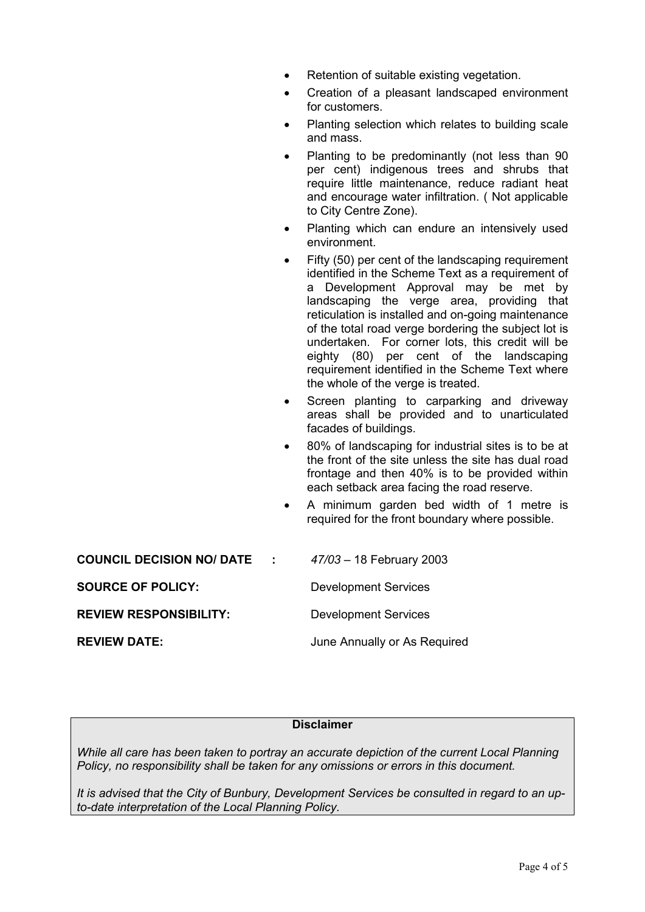- Retention of suitable existing vegetation.
- Creation of a pleasant landscaped environment for customers.
- Planting selection which relates to building scale and mass.
- Planting to be predominantly (not less than 90 per cent) indigenous trees and shrubs that require little maintenance, reduce radiant heat and encourage water infiltration. ( Not applicable to City Centre Zone).
- Planting which can endure an intensively used environment.
- Fifty (50) per cent of the landscaping requirement identified in the Scheme Text as a requirement of a Development Approval may be met by landscaping the verge area, providing that reticulation is installed and on-going maintenance of the total road verge bordering the subject lot is undertaken. For corner lots, this credit will be eighty (80) per cent of the landscaping requirement identified in the Scheme Text where the whole of the verge is treated.
- Screen planting to carparking and driveway areas shall be provided and to unarticulated facades of buildings.
- 80% of landscaping for industrial sites is to be at the front of the site unless the site has dual road frontage and then 40% is to be provided within each setback area facing the road reserve.
- A minimum garden bed width of 1 metre is required for the front boundary where possible.

**COUNCIL DECISION NO/ DATE :** *47/03* – 18 February 2003

**SOURCE OF POLICY:** Development Services

**REVIEW RESPONSIBILITY:** Development Services

**REVIEW DATE:** June Annually or As Required

**Disclaimer**

*While all care has been taken to portray an accurate depiction of the current Local Planning Policy, no responsibility shall be taken for any omissions or errors in this document.*

*It is advised that the City of Bunbury, Development Services be consulted in regard to an up-to-date interpretation of the Local Planning Policy.*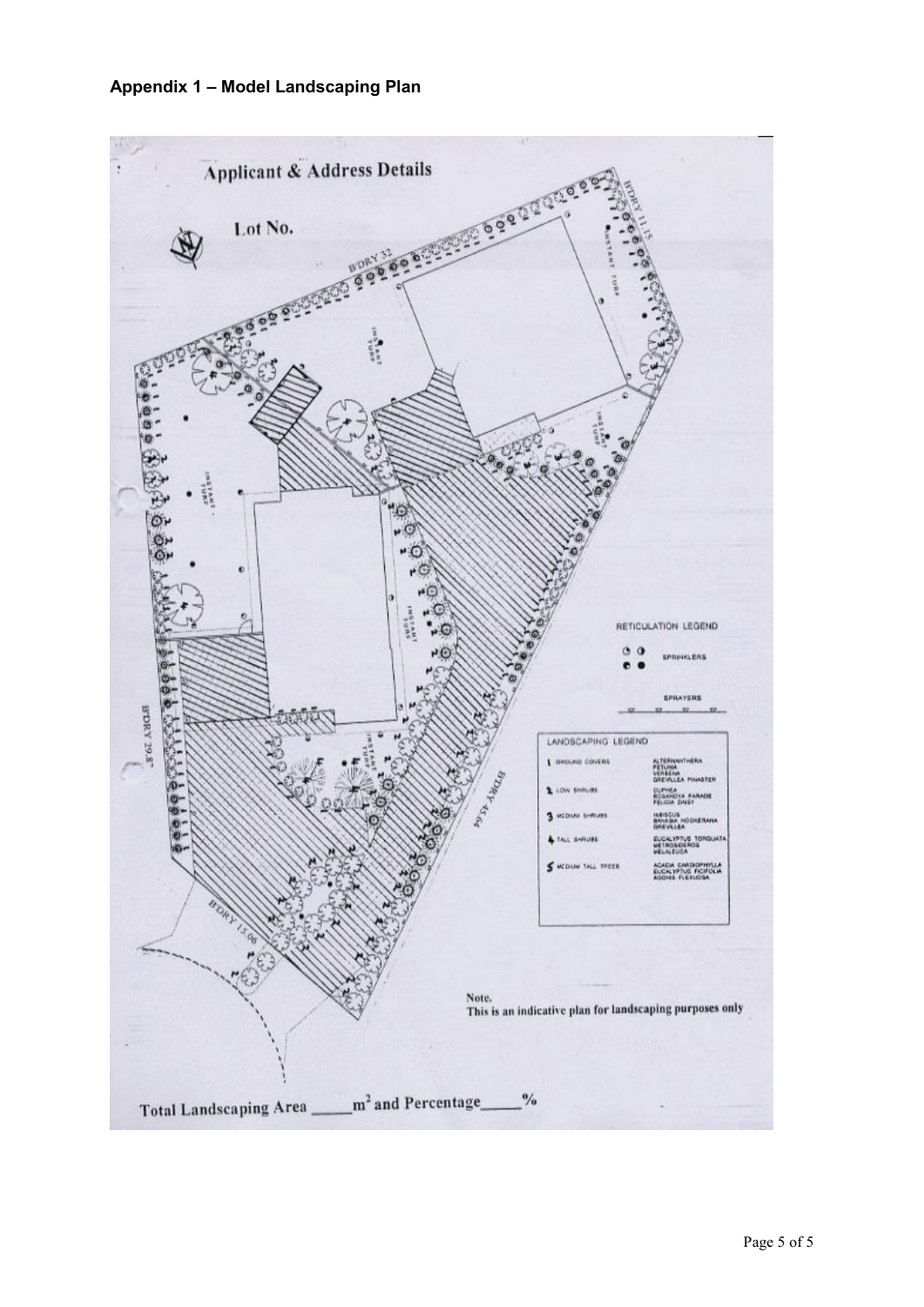## Appendix 1 – Model Landscaping Plan

Applicant & Address Details

Lot No.

B'DRY 32

B'DRY 11.15

B'DRY 29.87

B'DRY 45.64

B'DRY 15.06

INSTANT TURF

RETICULATION LEGEND

SPRINKLERS

SPRAYERS

LANDSCAPING LEGEND

| | | |
|---|---|---|
| 1 | GROUND COVERS | ALTERNANTHERA PETUNIA VERBENA GREVILLEA PINASTER |
| 2 | LOW SHRUBS | CUPHEA ROSANDYA PARADE FELICIA DAISY |
| 3 | MEDIUM SHRUBS | HIBISCUS BANKSIA HOOKERANA GREVILLEA |
| 4 | TALL SHRUBS | EUCALYPTUS TORQUATA METROSIDEROS MELALEUCA |
| 5 | MEDIUM TALL TREES | ACACIA CARDIOPHYLLA EUCALYPTUS FICIFOLIA AGONIS FLEXUOSA |

Note.
This is an indicative plan for landscaping purposes only

Total Landscaping Area _____ $m^2$ and Percentage _____ %